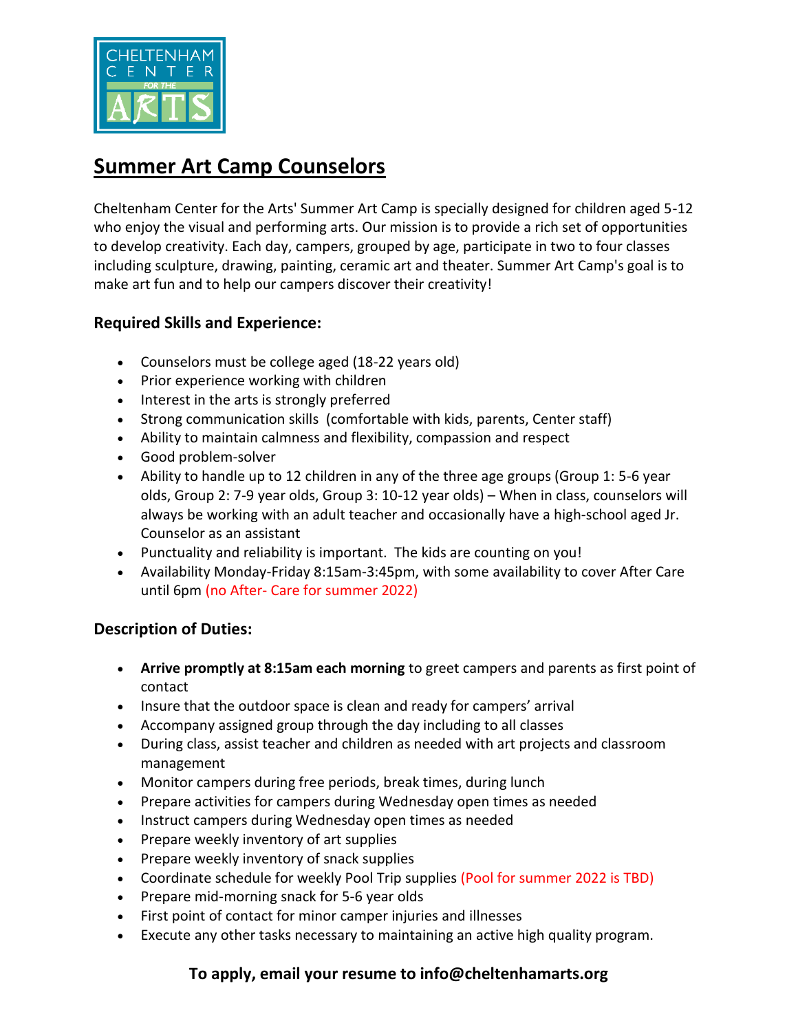# Summer Art Camp Counselors

Cheltenham Center for the Arts' Summer Art Camp is specially designed for children aged 5-12 who enjoy the visual and performing arts. Our mission is to provide a rich set of opportunities to develop creativity. Each day, campers, grouped by age, participate in two to four classes including sculpture, drawing, painting, ceramic art and theater. Summer Art Camp's goal is to make art fun and to help our campers discover their creativity!

### Required Skills and Experience:

- Counselors must be college aged (18-22 years old)
- Prior experience working with children
- Interest in the arts is strongly preferred
- Strong communication skills (comfortable with kids, parents, Center staff)
- Ability to maintain calmness and flexibility, compassion and respect
- Good problem-solver
- Ability to handle up to 12 children in any of the three age groups (Group 1: 5-6 year olds, Group 2: 7-9 year olds, Group 3: 10-12 year olds) – When in class, counselors will always be working with an adult teacher and occasionally have a high-school aged Jr. Counselor as an assistant
- Punctuality and reliability is important. The kids are counting on you!
- Availability Monday-Friday 8:15am-3:45pm, with some availability to cover After Care until 6pm (no After- Care for summer 2022)

### Description of Duties:

- **Arrive promptly at 8:15am each morning** to greet campers and parents as first point of contact
- Insure that the outdoor space is clean and ready for campers' arrival
- Accompany assigned group through the day including to all classes
- During class, assist teacher and children as needed with art projects and classroom management
- Monitor campers during free periods, break times, during lunch
- Prepare activities for campers during Wednesday open times as needed
- Instruct campers during Wednesday open times as needed
- Prepare weekly inventory of art supplies
- Prepare weekly inventory of snack supplies
- Coordinate schedule for weekly Pool Trip supplies (Pool for summer 2022 is TBD)
- Prepare mid-morning snack for 5-6 year olds
- First point of contact for minor camper injuries and illnesses
- Execute any other tasks necessary to maintaining an active high quality program.

**To apply, email your resume to info@cheltenhamarts.org**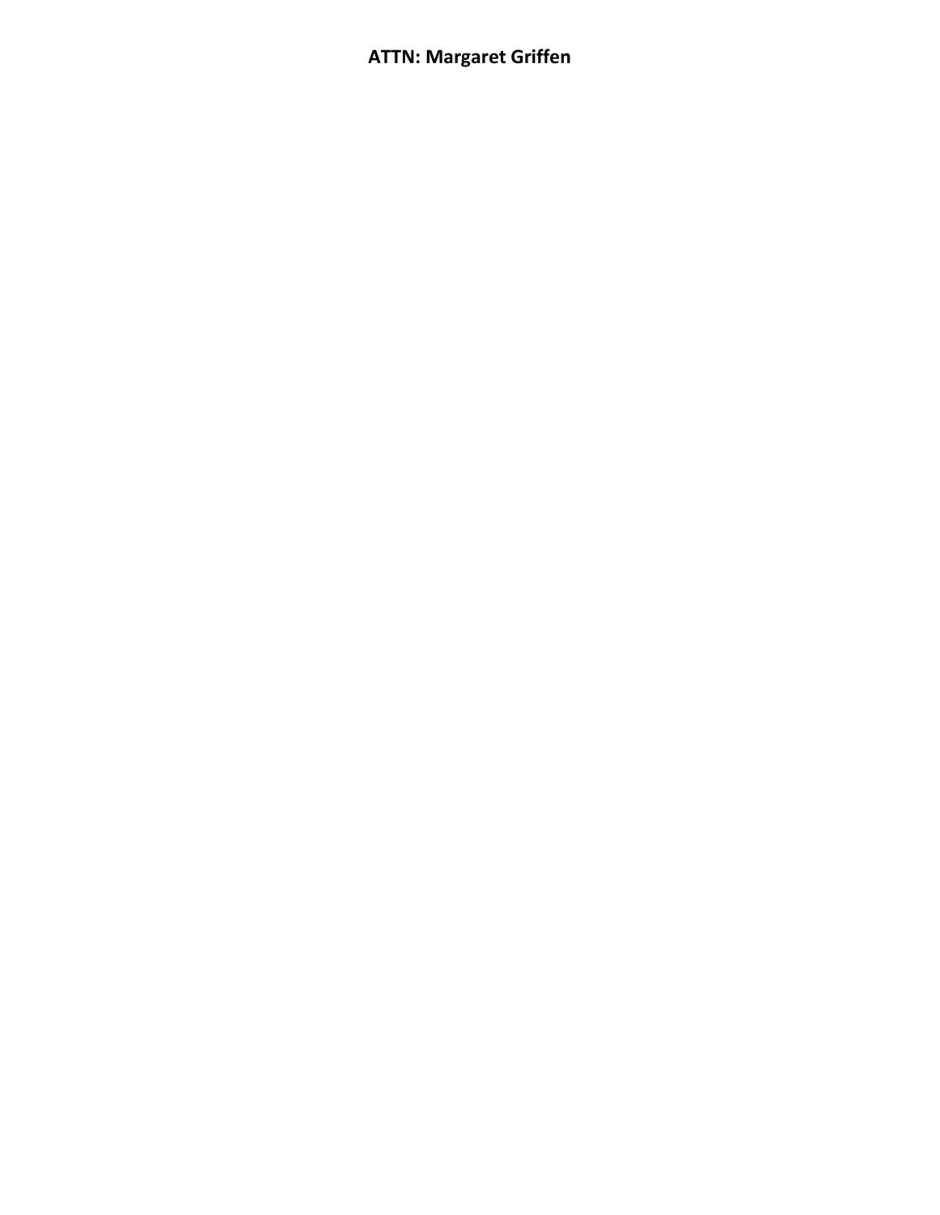**ATTN: Margaret Griffen**